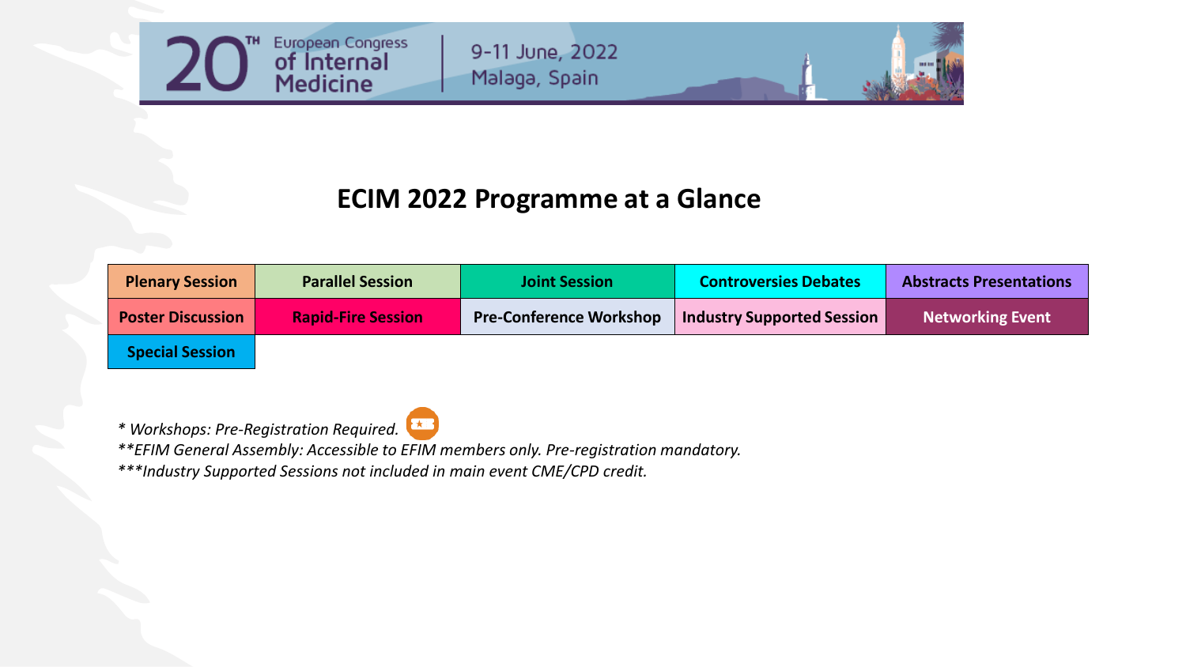20[TH] European Congress of Internal Medicine | 9-11 June, 2022 Malaga, Spain

## ECIM 2022 Programme at a Glance

| Plenary Session | Parallel Session | Joint Session | Controversies Debates | Abstracts Presentations |
|---|---|---|---|---|
| Poster Discussion | Rapid-Fire Session | Pre-Conference Workshop | Industry Supported Session | Networking Event |
| Special Session | | | | |

*\* Workshops: Pre-Registration Required.*

*\*\*EFIM General Assembly: Accessible to EFIM members only. Pre-registration mandatory.*

*\*\*\*Industry Supported Sessions not included in main event CME/CPD credit.*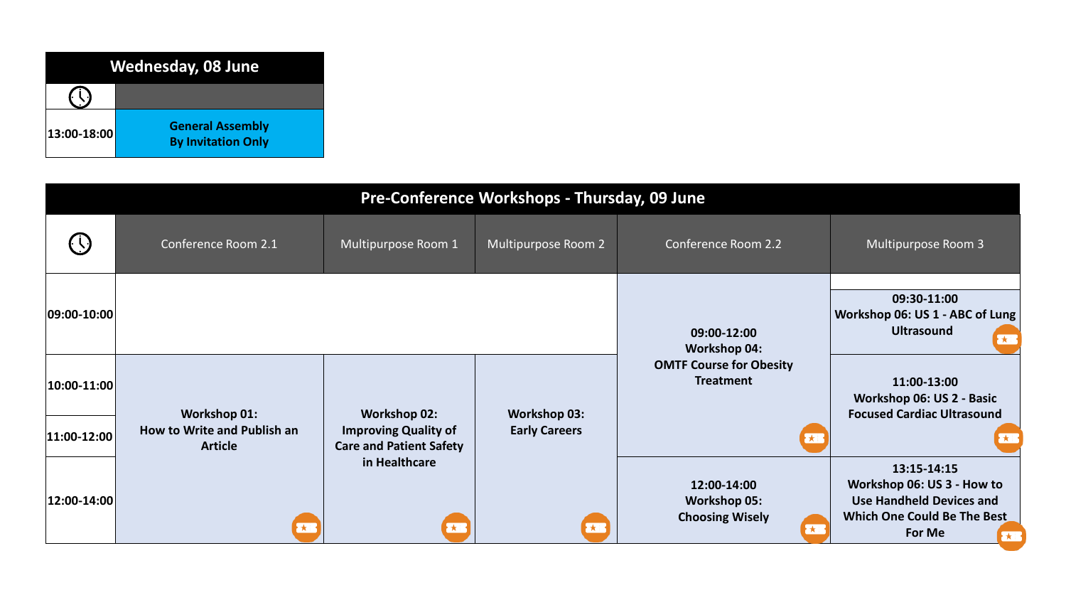## Wednesday, 08 June

| 🕐 | |
|---|---|
| 13:00-18:00 | **General Assembly By Invitation Only** |

## Pre-Conference Workshops - Thursday, 09 June

| 🕐 | Conference Room 2.1 | Multipurpose Room 1 | Multipurpose Room 2 | Conference Room 2.2 | Multipurpose Room 3 |
|---|---|---|---|---|---|
| 09:00-10:00 | | | | **09:00-12:00 Workshop 04: OMTF Course for Obesity Treatment** | **09:30-11:00 Workshop 06: US 1 - ABC of Lung Ultrasound** |
| 10:00-11:00 | **Workshop 01: How to Write and Publish an Article** | **Workshop 02: Improving Quality of Care and Patient Safety in Healthcare** | **Workshop 03: Early Careers** | | **11:00-13:00 Workshop 06: US 2 - Basic Focused Cardiac Ultrasound** |
| 11:00-12:00 | | | | | |
| 12:00-14:00 | | | | **12:00-14:00 Workshop 05: Choosing Wisely** | **13:15-14:15 Workshop 06: US 3 - How to Use Handheld Devices and Which One Could Be The Best For Me** |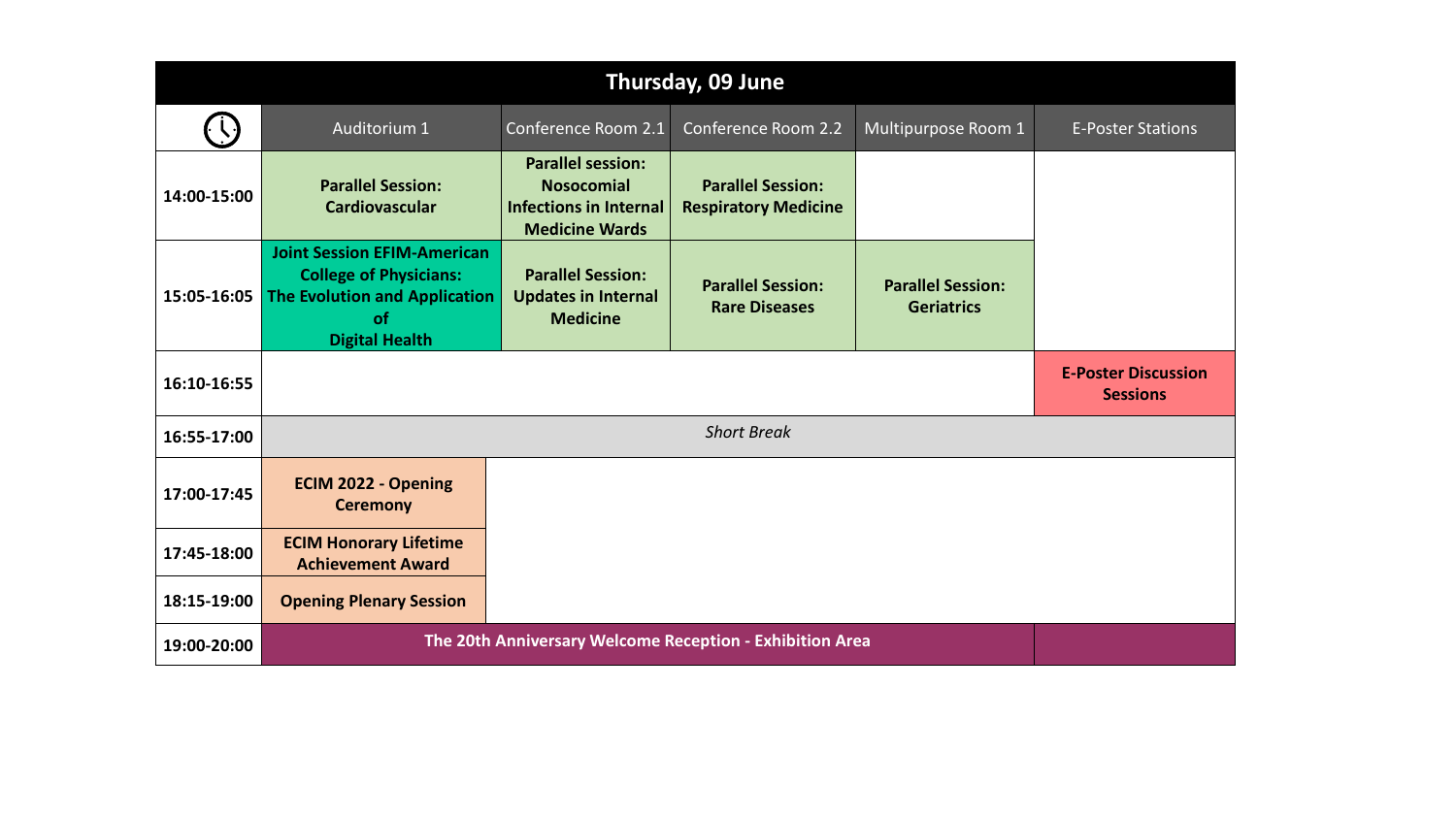| Thursday, 09 June | | | | | |
|---|---|---|---|---|---|
| | Auditorium 1 | Conference Room 2.1 | Conference Room 2.2 | Multipurpose Room 1 | E-Poster Stations |
| **14:00-15:00** | **Parallel Session: Cardiovascular** | **Parallel session: Nosocomial Infections in Internal Medicine Wards** | **Parallel Session: Respiratory Medicine** | | |
| **15:05-16:05** | **Joint Session EFIM-American College of Physicians: The Evolution and Application of Digital Health** | **Parallel Session: Updates in Internal Medicine** | **Parallel Session: Rare Diseases** | **Parallel Session: Geriatrics** | |
| **16:10-16:55** | | | | | **E-Poster Discussion Sessions** |
| **16:55-17:00** | *Short Break* | | | | |
| **17:00-17:45** | **ECIM 2022 - Opening Ceremony** | | | | |
| **17:45-18:00** | **ECIM Honorary Lifetime Achievement Award** | | | | |
| **18:15-19:00** | **Opening Plenary Session** | | | | |
| **19:00-20:00** | **The 20th Anniversary Welcome Reception - Exhibition Area** | | | | |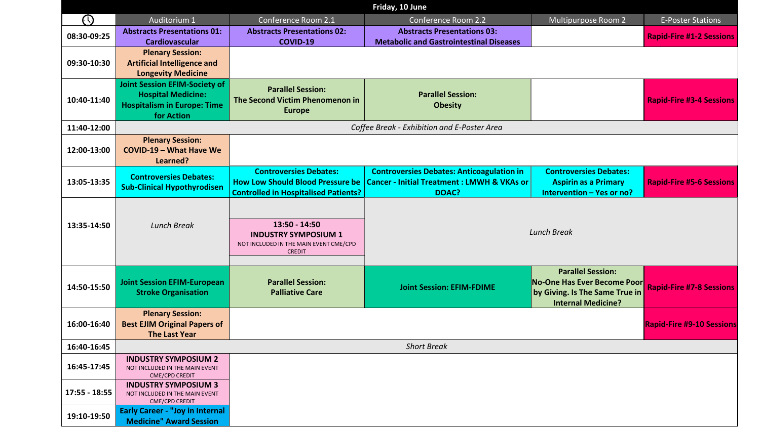## Friday, 10 June

| 🕓 | Auditorium 1 | Conference Room 2.1 | Conference Room 2.2 | Multipurpose Room 2 | E-Poster Stations |
|---|---|---|---|---|---|
| 08:30-09:25 | **Abstracts Presentations 01: Cardiovascular** | **Abstracts Presentations 02: COVID-19** | **Abstracts Presentations 03: Metabolic and Gastrointestinal Diseases** | | **Rapid-Fire #1-2 Sessions** |
| 09:30-10:30 | **Plenary Session: Artificial Intelligence and Longevity Medicine** | | | | |
| 10:40-11:40 | **Joint Session EFIM-Society of Hospital Medicine: Hospitalism in Europe: Time for Action** | **Parallel Session: The Second Victim Phenomenon in Europe** | **Parallel Session: Obesity** | | **Rapid-Fire #3-4 Sessions** |
| 11:40-12:00 | *Coffee Break - Exhibition and E-Poster Area* | | | | |
| 12:00-13:00 | **Plenary Session: COVID-19 – What Have We Learned?** | | | | |
| 13:05-13:35 | **Controversies Debates: Sub-Clinical Hypothyrodisen** | **Controversies Debates: How Low Should Blood Pressure be Controlled in Hospitalised Patients?** | **Controversies Debates: Anticoagulation in Cancer - Initial Treatment : LMWH & VKAs or DOAC?** | **Controversies Debates: Aspirin as a Primary Intervention – Yes or no?** | **Rapid-Fire #5-6 Sessions** |
| 13:35-14:50 | *Lunch Break* | **13:50 - 14:50 INDUSTRY SYMPOSIUM 1** NOT INCLUDED IN THE MAIN EVENT CME/CPD CREDIT | *Lunch Break* | | |
| 14:50-15:50 | **Joint Session EFIM-European Stroke Organisation** | **Parallel Session: Palliative Care** | **Joint Session: EFIM-FDIME** | **Parallel Session: No-One Has Ever Become Poor by Giving. Is The Same True in Internal Medicine?** | **Rapid-Fire #7-8 Sessions** |
| 16:00-16:40 | **Plenary Session: Best EJIM Original Papers of The Last Year** | | | | **Rapid-Fire #9-10 Sessions** |
| 16:40-16:45 | *Short Break* | | | | |
| 16:45-17:45 | **INDUSTRY SYMPOSIUM 2** NOT INCLUDED IN THE MAIN EVENT CME/CPD CREDIT | | | | |
| 17:55 - 18:55 | **INDUSTRY SYMPOSIUM 3** NOT INCLUDED IN THE MAIN EVENT CME/CPD CREDIT | | | | |
| 19:10-19:50 | **Early Career - "Joy in Internal Medicine" Award Session** | | | | |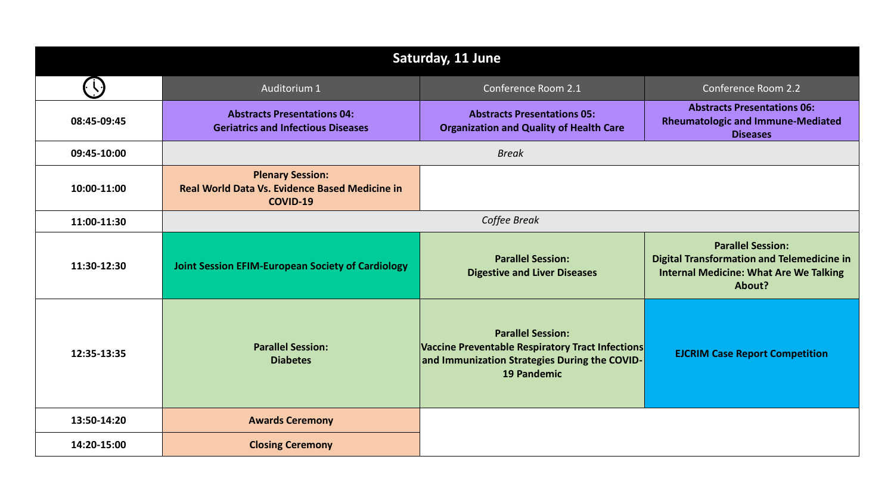| Saturday, 11 June | | | |
|---|---|---|---|
| | Auditorium 1 | Conference Room 2.1 | Conference Room 2.2 |
| 08:45-09:45 | **Abstracts Presentations 04: Geriatrics and Infectious Diseases** | **Abstracts Presentations 05: Organization and Quality of Health Care** | **Abstracts Presentations 06: Rheumatologic and Immune-Mediated Diseases** |
| 09:45-10:00 | *Break* | | |
| 10:00-11:00 | **Plenary Session: Real World Data Vs. Evidence Based Medicine in COVID-19** | | |
| 11:00-11:30 | *Coffee Break* | | |
| 11:30-12:30 | **Joint Session EFIM-European Society of Cardiology** | **Parallel Session: Digestive and Liver Diseases** | **Parallel Session: Digital Transformation and Telemedicine in Internal Medicine: What Are We Talking About?** |
| 12:35-13:35 | **Parallel Session: Diabetes** | **Parallel Session: Vaccine Preventable Respiratory Tract Infections and Immunization Strategies During the COVID-19 Pandemic** | **EJCRIM Case Report Competition** |
| 13:50-14:20 | **Awards Ceremony** | | |
| 14:20-15:00 | **Closing Ceremony** | | |